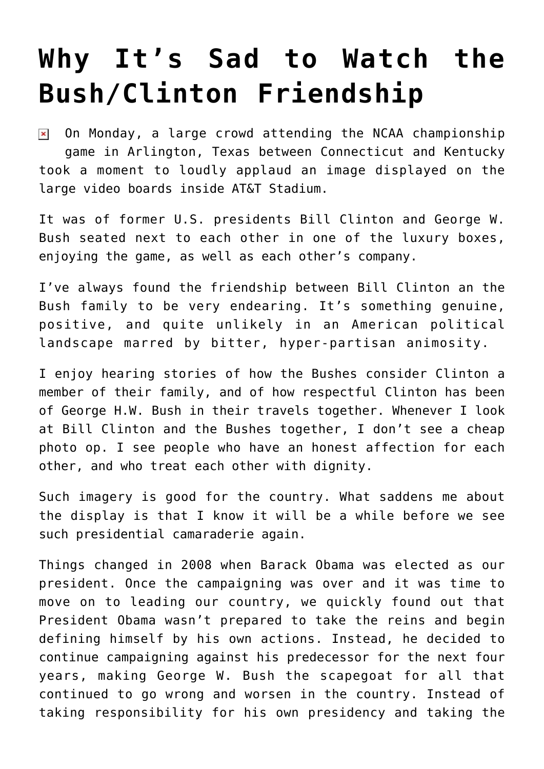# Why It's Sad to Watch the Bush/Clinton Friendship

On Monday, a large crowd attending the NCAA championship game in Arlington, Texas between Connecticut and Kentucky took a moment to loudly applaud an image displayed on the large video boards inside AT&T Stadium.

It was of former U.S. presidents Bill Clinton and George W. Bush seated next to each other in one of the luxury boxes, enjoying the game, as well as each other's company.

I've always found the friendship between Bill Clinton an the Bush family to be very endearing. It's something genuine, positive, and quite unlikely in an American political landscape marred by bitter, hyper-partisan animosity.

I enjoy hearing stories of how the Bushes consider Clinton a member of their family, and of how respectful Clinton has been of George H.W. Bush in their travels together. Whenever I look at Bill Clinton and the Bushes together, I don't see a cheap photo op. I see people who have an honest affection for each other, and who treat each other with dignity.

Such imagery is good for the country. What saddens me about the display is that I know it will be a while before we see such presidential camaraderie again.

Things changed in 2008 when Barack Obama was elected as our president. Once the campaigning was over and it was time to move on to leading our country, we quickly found out that President Obama wasn't prepared to take the reins and begin defining himself by his own actions. Instead, he decided to continue campaigning against his predecessor for the next four years, making George W. Bush the scapegoat for all that continued to go wrong and worsen in the country. Instead of taking responsibility for his own presidency and taking the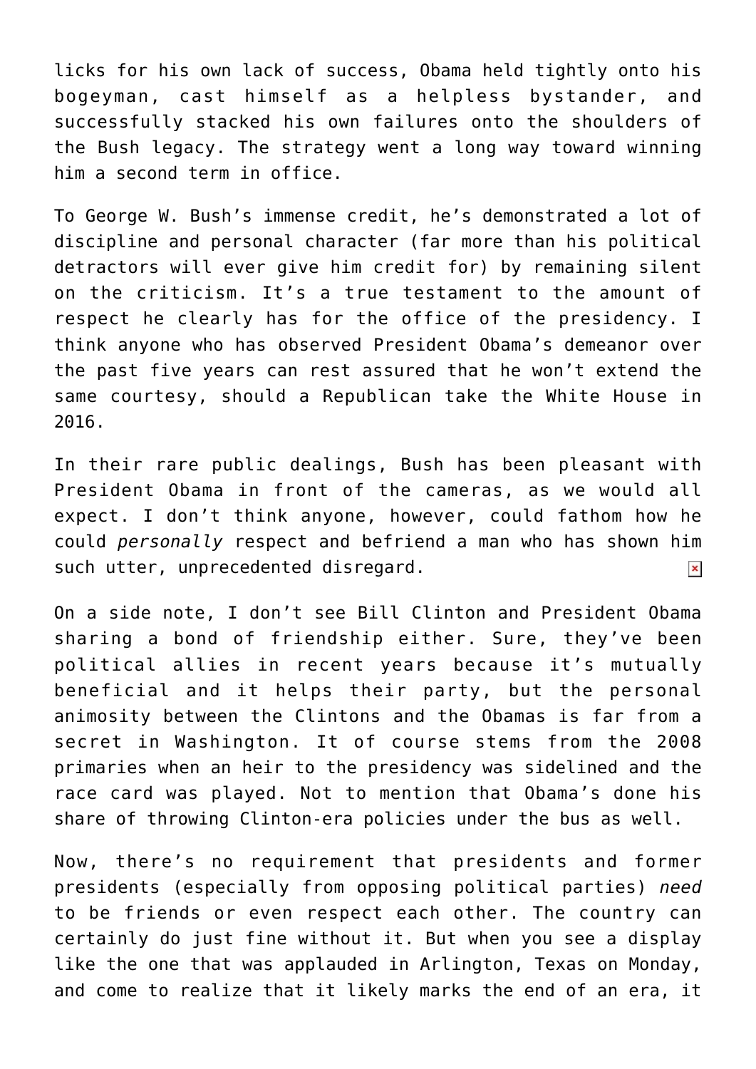licks for his own lack of success, Obama held tightly onto his bogeyman, cast himself as a helpless bystander, and successfully stacked his own failures onto the shoulders of the Bush legacy. The strategy went a long way toward winning him a second term in office.

To George W. Bush's immense credit, he's demonstrated a lot of discipline and personal character (far more than his political detractors will ever give him credit for) by remaining silent on the criticism. It's a true testament to the amount of respect he clearly has for the office of the presidency. I think anyone who has observed President Obama's demeanor over the past five years can rest assured that he won't extend the same courtesy, should a Republican take the White House in 2016.

In their rare public dealings, Bush has been pleasant with President Obama in front of the cameras, as we would all expect. I don't think anyone, however, could fathom how he could *personally* respect and befriend a man who has shown him such utter, unprecedented disregard.

On a side note, I don't see Bill Clinton and President Obama sharing a bond of friendship either. Sure, they've been political allies in recent years because it's mutually beneficial and it helps their party, but the personal animosity between the Clintons and the Obamas is far from a secret in Washington. It of course stems from the 2008 primaries when an heir to the presidency was sidelined and the race card was played. Not to mention that Obama's done his share of throwing Clinton-era policies under the bus as well.

Now, there's no requirement that presidents and former presidents (especially from opposing political parties) *need* to be friends or even respect each other. The country can certainly do just fine without it. But when you see a display like the one that was applauded in Arlington, Texas on Monday, and come to realize that it likely marks the end of an era, it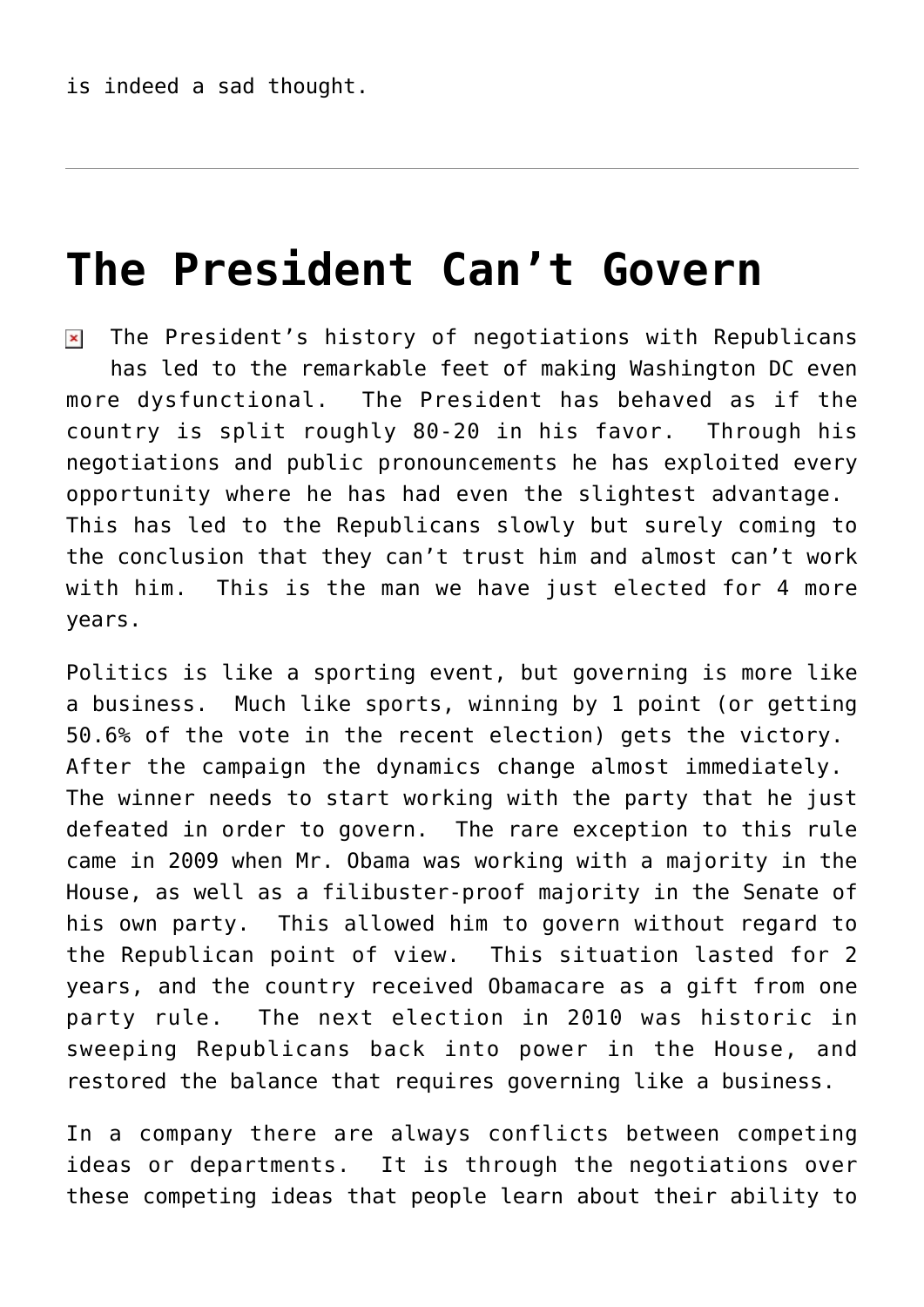is indeed a sad thought.

---

# The President Can't Govern

The President's history of negotiations with Republicans has led to the remarkable feet of making Washington DC even more dysfunctional. The President has behaved as if the country is split roughly 80-20 in his favor. Through his negotiations and public pronouncements he has exploited every opportunity where he has had even the slightest advantage. This has led to the Republicans slowly but surely coming to the conclusion that they can't trust him and almost can't work with him. This is the man we have just elected for 4 more years.

Politics is like a sporting event, but governing is more like a business. Much like sports, winning by 1 point (or getting 50.6% of the vote in the recent election) gets the victory. After the campaign the dynamics change almost immediately. The winner needs to start working with the party that he just defeated in order to govern. The rare exception to this rule came in 2009 when Mr. Obama was working with a majority in the House, as well as a filibuster-proof majority in the Senate of his own party. This allowed him to govern without regard to the Republican point of view. This situation lasted for 2 years, and the country received Obamacare as a gift from one party rule. The next election in 2010 was historic in sweeping Republicans back into power in the House, and restored the balance that requires governing like a business.

In a company there are always conflicts between competing ideas or departments. It is through the negotiations over these competing ideas that people learn about their ability to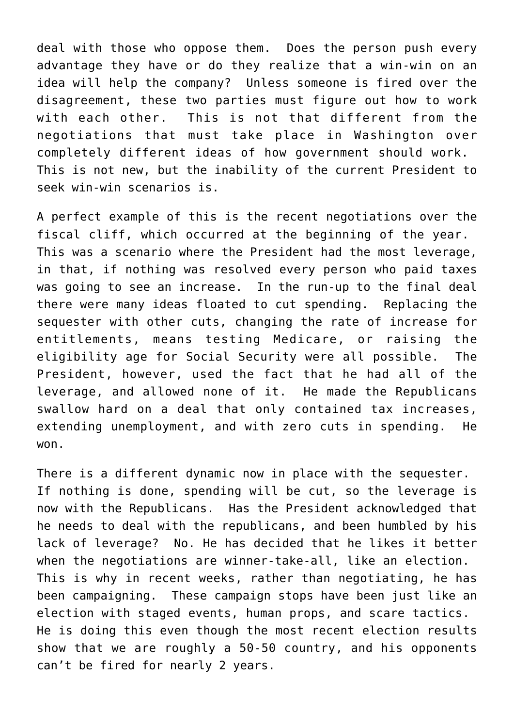deal with those who oppose them. Does the person push every advantage they have or do they realize that a win-win on an idea will help the company? Unless someone is fired over the disagreement, these two parties must figure out how to work with each other. This is not that different from the negotiations that must take place in Washington over completely different ideas of how government should work. This is not new, but the inability of the current President to seek win-win scenarios is.

A perfect example of this is the recent negotiations over the fiscal cliff, which occurred at the beginning of the year. This was a scenario where the President had the most leverage, in that, if nothing was resolved every person who paid taxes was going to see an increase. In the run-up to the final deal there were many ideas floated to cut spending. Replacing the sequester with other cuts, changing the rate of increase for entitlements, means testing Medicare, or raising the eligibility age for Social Security were all possible. The President, however, used the fact that he had all of the leverage, and allowed none of it. He made the Republicans swallow hard on a deal that only contained tax increases, extending unemployment, and with zero cuts in spending. He won.

There is a different dynamic now in place with the sequester. If nothing is done, spending will be cut, so the leverage is now with the Republicans. Has the President acknowledged that he needs to deal with the republicans, and been humbled by his lack of leverage? No. He has decided that he likes it better when the negotiations are winner-take-all, like an election. This is why in recent weeks, rather than negotiating, he has been campaigning. These campaign stops have been just like an election with staged events, human props, and scare tactics. He is doing this even though the most recent election results show that we are roughly a 50-50 country, and his opponents can't be fired for nearly 2 years.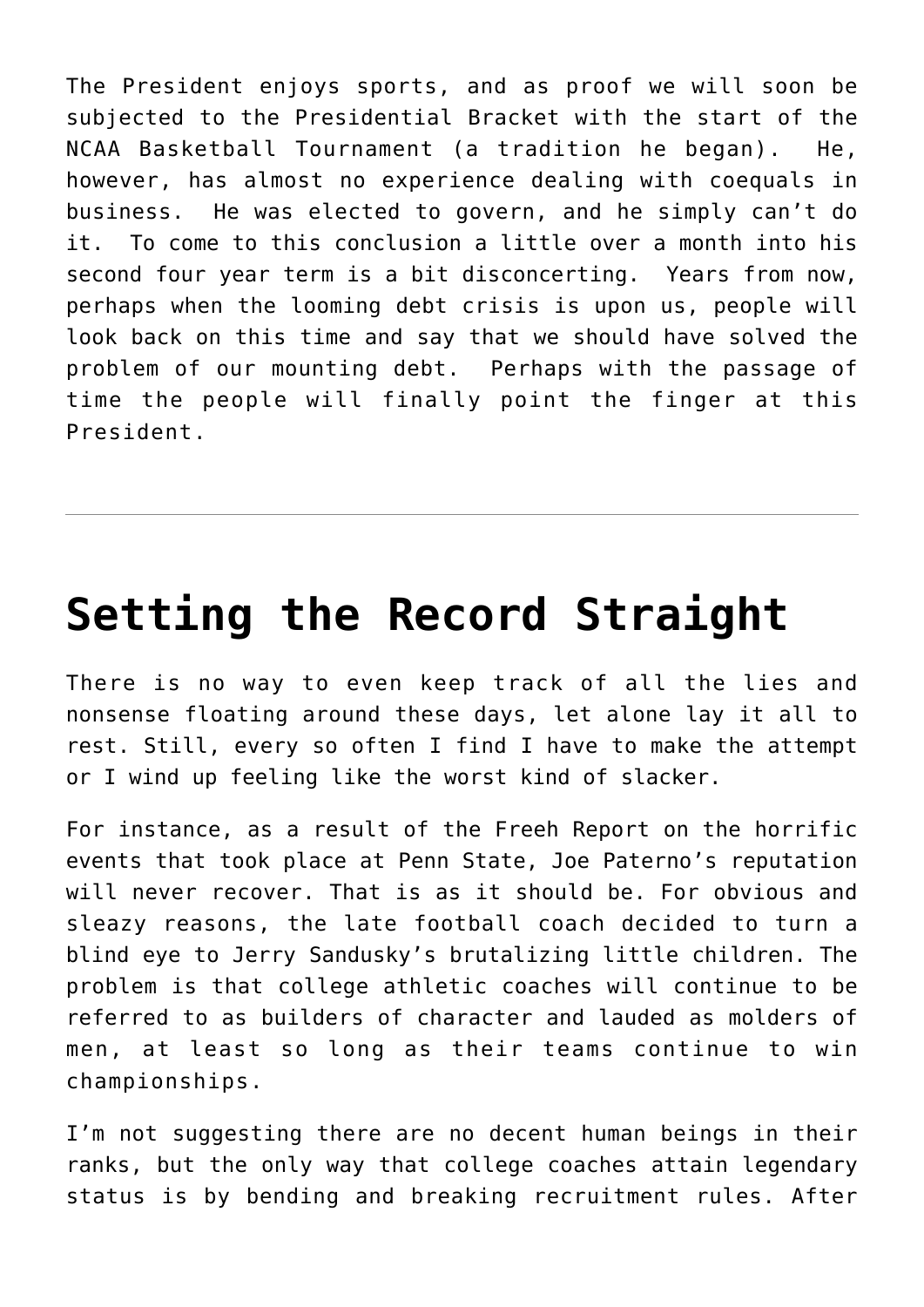The President enjoys sports, and as proof we will soon be subjected to the Presidential Bracket with the start of the NCAA Basketball Tournament (a tradition he began). He, however, has almost no experience dealing with coequals in business. He was elected to govern, and he simply can't do it. To come to this conclusion a little over a month into his second four year term is a bit disconcerting. Years from now, perhaps when the looming debt crisis is upon us, people will look back on this time and say that we should have solved the problem of our mounting debt. Perhaps with the passage of time the people will finally point the finger at this President.

---

# Setting the Record Straight

There is no way to even keep track of all the lies and nonsense floating around these days, let alone lay it all to rest. Still, every so often I find I have to make the attempt or I wind up feeling like the worst kind of slacker.

For instance, as a result of the Freeh Report on the horrific events that took place at Penn State, Joe Paterno's reputation will never recover. That is as it should be. For obvious and sleazy reasons, the late football coach decided to turn a blind eye to Jerry Sandusky's brutalizing little children. The problem is that college athletic coaches will continue to be referred to as builders of character and lauded as molders of men, at least so long as their teams continue to win championships.

I'm not suggesting there are no decent human beings in their ranks, but the only way that college coaches attain legendary status is by bending and breaking recruitment rules. After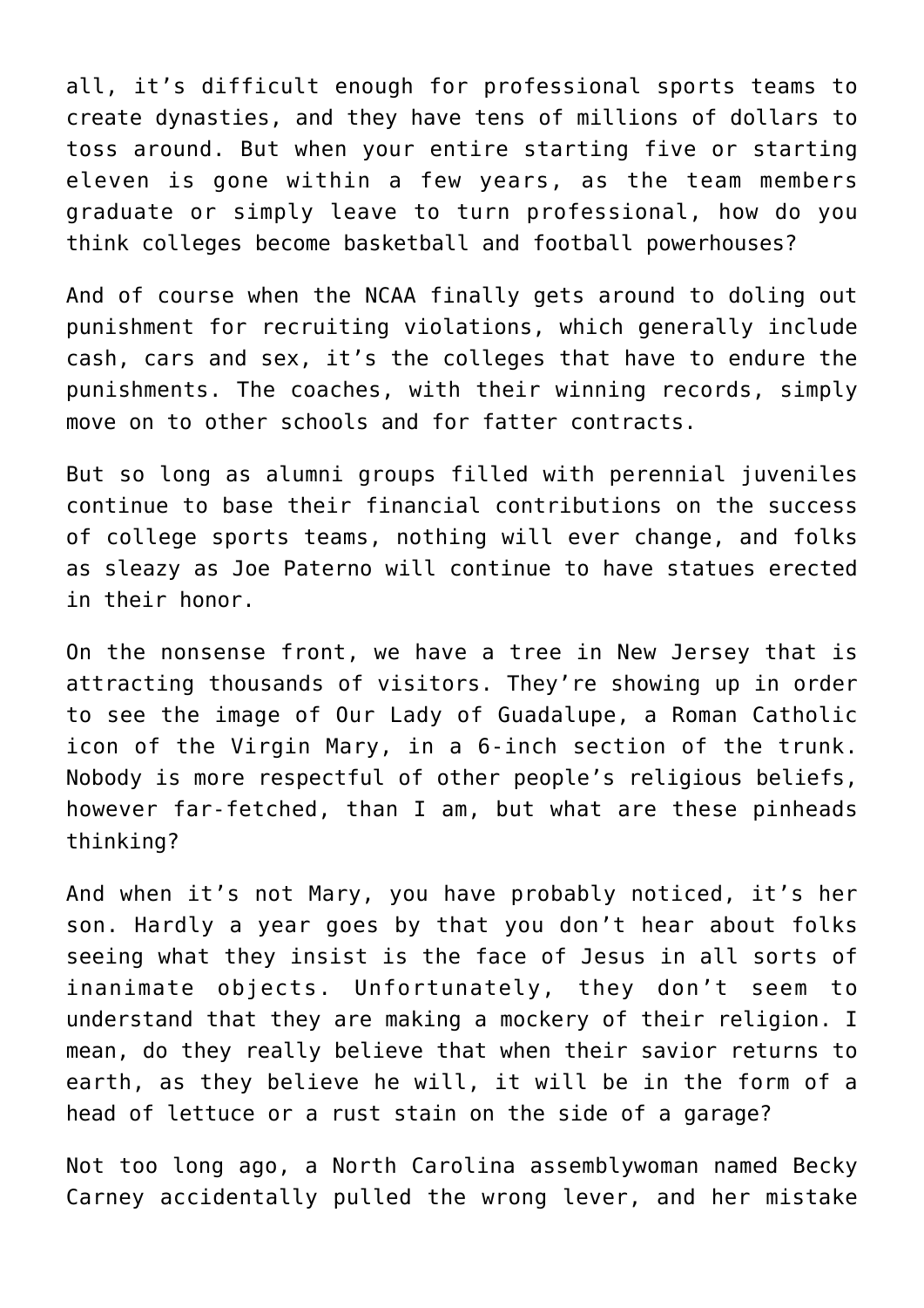all, it's difficult enough for professional sports teams to create dynasties, and they have tens of millions of dollars to toss around. But when your entire starting five or starting eleven is gone within a few years, as the team members graduate or simply leave to turn professional, how do you think colleges become basketball and football powerhouses?

And of course when the NCAA finally gets around to doling out punishment for recruiting violations, which generally include cash, cars and sex, it's the colleges that have to endure the punishments. The coaches, with their winning records, simply move on to other schools and for fatter contracts.

But so long as alumni groups filled with perennial juveniles continue to base their financial contributions on the success of college sports teams, nothing will ever change, and folks as sleazy as Joe Paterno will continue to have statues erected in their honor.

On the nonsense front, we have a tree in New Jersey that is attracting thousands of visitors. They're showing up in order to see the image of Our Lady of Guadalupe, a Roman Catholic icon of the Virgin Mary, in a 6-inch section of the trunk. Nobody is more respectful of other people's religious beliefs, however far-fetched, than I am, but what are these pinheads thinking?

And when it's not Mary, you have probably noticed, it's her son. Hardly a year goes by that you don't hear about folks seeing what they insist is the face of Jesus in all sorts of inanimate objects. Unfortunately, they don't seem to understand that they are making a mockery of their religion. I mean, do they really believe that when their savior returns to earth, as they believe he will, it will be in the form of a head of lettuce or a rust stain on the side of a garage?

Not too long ago, a North Carolina assemblywoman named Becky Carney accidentally pulled the wrong lever, and her mistake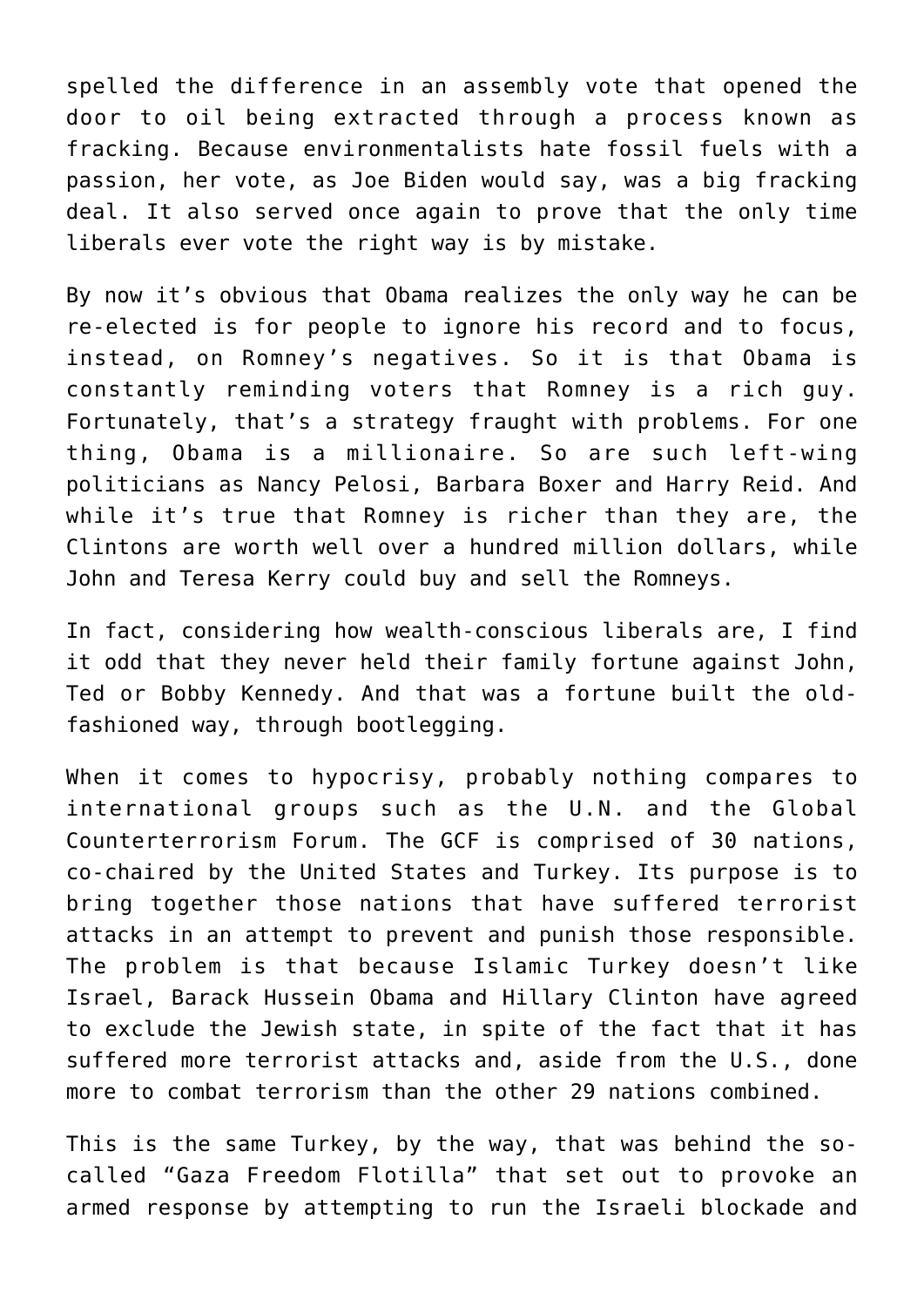spelled the difference in an assembly vote that opened the door to oil being extracted through a process known as fracking. Because environmentalists hate fossil fuels with a passion, her vote, as Joe Biden would say, was a big fracking deal. It also served once again to prove that the only time liberals ever vote the right way is by mistake.

By now it's obvious that Obama realizes the only way he can be re-elected is for people to ignore his record and to focus, instead, on Romney's negatives. So it is that Obama is constantly reminding voters that Romney is a rich guy. Fortunately, that's a strategy fraught with problems. For one thing, Obama is a millionaire. So are such left-wing politicians as Nancy Pelosi, Barbara Boxer and Harry Reid. And while it's true that Romney is richer than they are, the Clintons are worth well over a hundred million dollars, while John and Teresa Kerry could buy and sell the Romneys.

In fact, considering how wealth-conscious liberals are, I find it odd that they never held their family fortune against John, Ted or Bobby Kennedy. And that was a fortune built the old-fashioned way, through bootlegging.

When it comes to hypocrisy, probably nothing compares to international groups such as the U.N. and the Global Counterterrorism Forum. The GCF is comprised of 30 nations, co-chaired by the United States and Turkey. Its purpose is to bring together those nations that have suffered terrorist attacks in an attempt to prevent and punish those responsible. The problem is that because Islamic Turkey doesn't like Israel, Barack Hussein Obama and Hillary Clinton have agreed to exclude the Jewish state, in spite of the fact that it has suffered more terrorist attacks and, aside from the U.S., done more to combat terrorism than the other 29 nations combined.

This is the same Turkey, by the way, that was behind the so-called "Gaza Freedom Flotilla" that set out to provoke an armed response by attempting to run the Israeli blockade and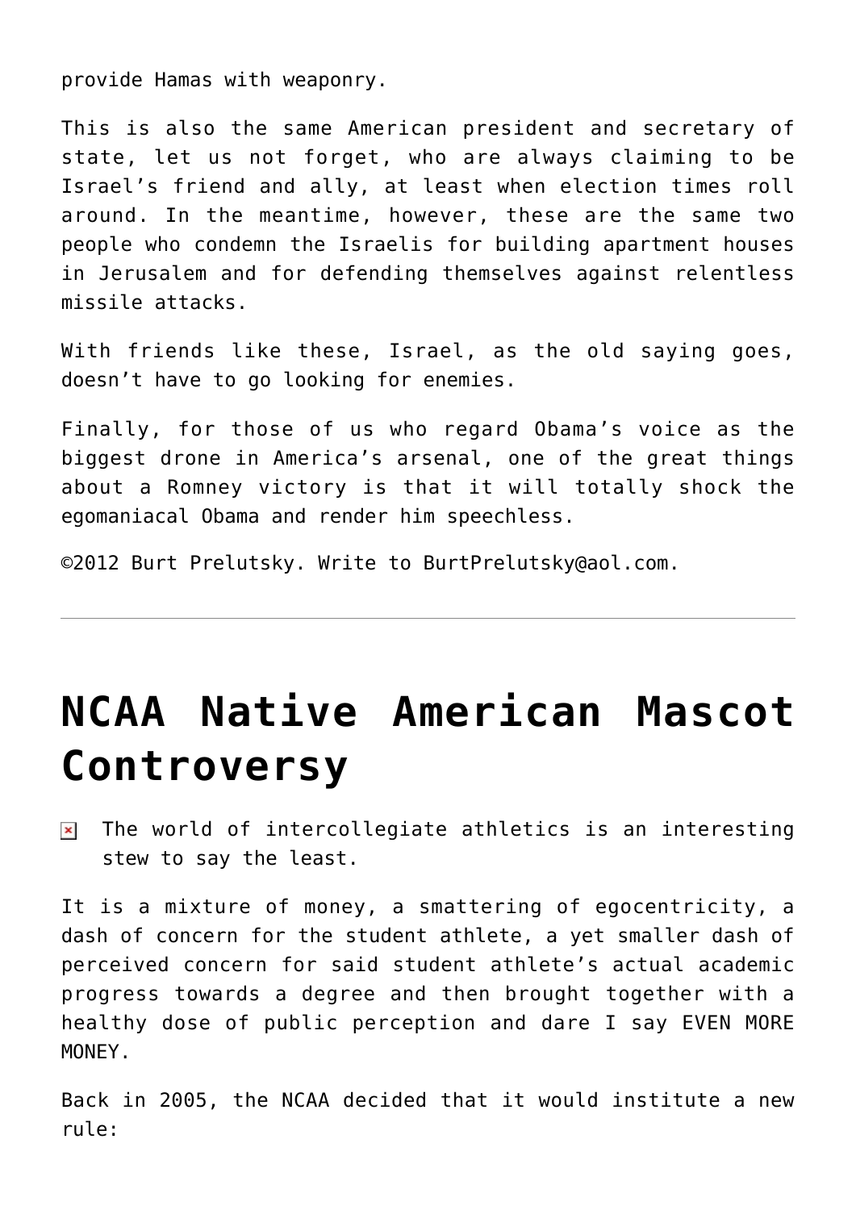provide Hamas with weaponry.

This is also the same American president and secretary of state, let us not forget, who are always claiming to be Israel's friend and ally, at least when election times roll around. In the meantime, however, these are the same two people who condemn the Israelis for building apartment houses in Jerusalem and for defending themselves against relentless missile attacks.

With friends like these, Israel, as the old saying goes, doesn't have to go looking for enemies.

Finally, for those of us who regard Obama's voice as the biggest drone in America's arsenal, one of the great things about a Romney victory is that it will totally shock the egomaniacal Obama and render him speechless.

©2012 Burt Prelutsky. Write to BurtPrelutsky@aol.com.

---

# NCAA Native American Mascot Controversy

The world of intercollegiate athletics is an interesting stew to say the least.

It is a mixture of money, a smattering of egocentricity, a dash of concern for the student athlete, a yet smaller dash of perceived concern for said student athlete's actual academic progress towards a degree and then brought together with a healthy dose of public perception and dare I say EVEN MORE MONEY.

Back in 2005, the NCAA decided that it would institute a new rule: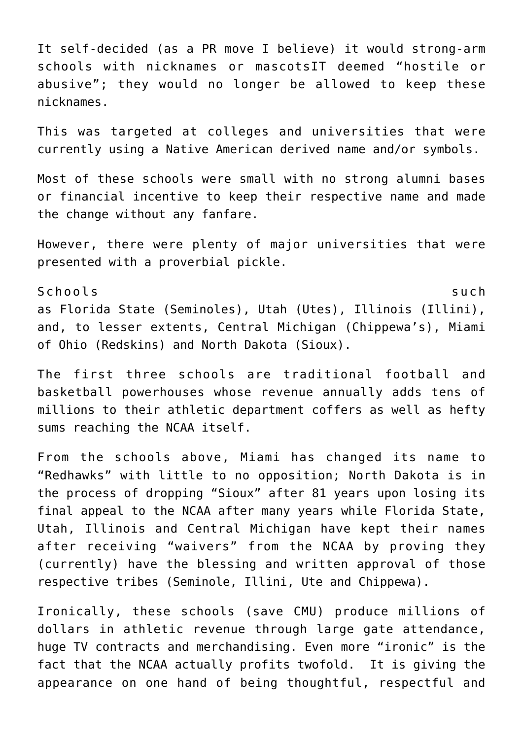It self-decided (as a PR move I believe) it would strong-arm schools with nicknames or mascotsIT deemed “hostile or abusive”; they would no longer be allowed to keep these nicknames.

This was targeted at colleges and universities that were currently using a Native American derived name and/or symbols.

Most of these schools were small with no strong alumni bases or financial incentive to keep their respective name and made the change without any fanfare.

However, there were plenty of major universities that were presented with a proverbial pickle.

Schools such as Florida State (Seminoles), Utah (Utes), Illinois (Illini), and, to lesser extents, Central Michigan (Chippewa’s), Miami of Ohio (Redskins) and North Dakota (Sioux).

The first three schools are traditional football and basketball powerhouses whose revenue annually adds tens of millions to their athletic department coffers as well as hefty sums reaching the NCAA itself.

From the schools above, Miami has changed its name to “Redhawks” with little to no opposition; North Dakota is in the process of dropping “Sioux” after 81 years upon losing its final appeal to the NCAA after many years while Florida State, Utah, Illinois and Central Michigan have kept their names after receiving “waivers” from the NCAA by proving they (currently) have the blessing and written approval of those respective tribes (Seminole, Illini, Ute and Chippewa).

Ironically, these schools (save CMU) produce millions of dollars in athletic revenue through large gate attendance, huge TV contracts and merchandising. Even more “ironic” is the fact that the NCAA actually profits twofold. It is giving the appearance on one hand of being thoughtful, respectful and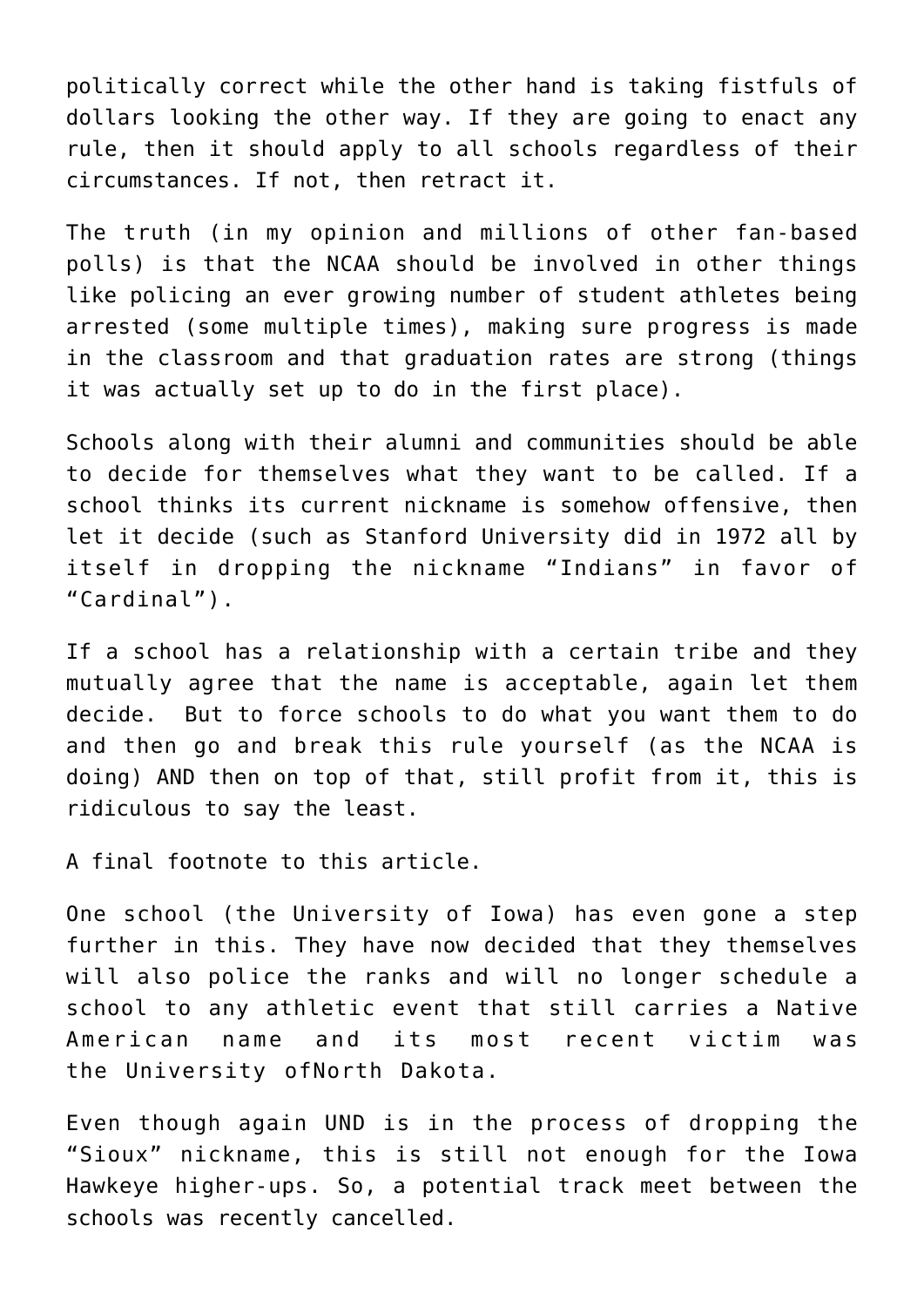politically correct while the other hand is taking fistfuls of dollars looking the other way. If they are going to enact any rule, then it should apply to all schools regardless of their circumstances. If not, then retract it.

The truth (in my opinion and millions of other fan-based polls) is that the NCAA should be involved in other things like policing an ever growing number of student athletes being arrested (some multiple times), making sure progress is made in the classroom and that graduation rates are strong (things it was actually set up to do in the first place).

Schools along with their alumni and communities should be able to decide for themselves what they want to be called. If a school thinks its current nickname is somehow offensive, then let it decide (such as Stanford University did in 1972 all by itself in dropping the nickname “Indians” in favor of “Cardinal”).

If a school has a relationship with a certain tribe and they mutually agree that the name is acceptable, again let them decide. But to force schools to do what you want them to do and then go and break this rule yourself (as the NCAA is doing) AND then on top of that, still profit from it, this is ridiculous to say the least.

A final footnote to this article.

One school (the University of Iowa) has even gone a step further in this. They have now decided that they themselves will also police the ranks and will no longer schedule a school to any athletic event that still carries a Native American name and its most recent victim was the University ofNorth Dakota.

Even though again UND is in the process of dropping the “Sioux” nickname, this is still not enough for the Iowa Hawkeye higher-ups. So, a potential track meet between the schools was recently cancelled.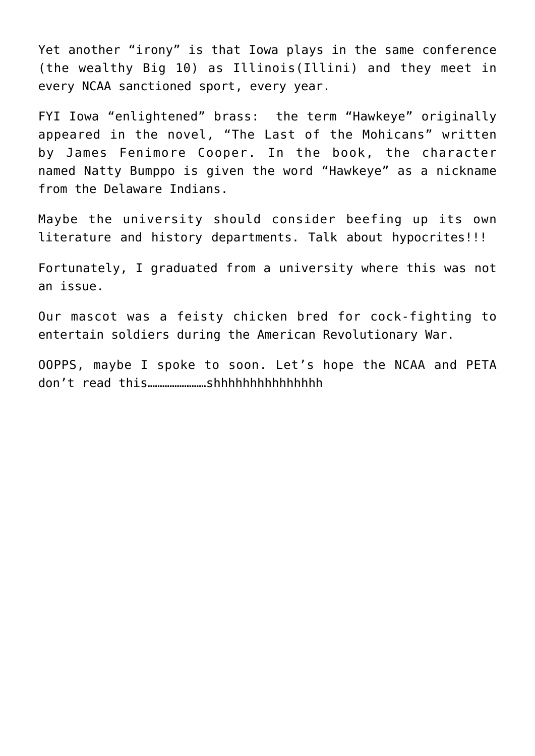Yet another “irony” is that Iowa plays in the same conference (the wealthy Big 10) as Illinois(Illini) and they meet in every NCAA sanctioned sport, every year.

FYI Iowa “enlightened” brass:  the term “Hawkeye” originally appeared in the novel, “The Last of the Mohicans” written by James Fenimore Cooper. In the book, the character named Natty Bumppo is given the word “Hawkeye” as a nickname from the Delaware Indians.

Maybe the university should consider beefing up its own literature and history departments. Talk about hypocrites!!!

Fortunately, I graduated from a university where this was not an issue.

Our mascot was a feisty chicken bred for cock-fighting to entertain soldiers during the American Revolutionary War.

OOPPS, maybe I spoke to soon. Let’s hope the NCAA and PETA don’t read this……………………shhhhhhhhhhhhhhh